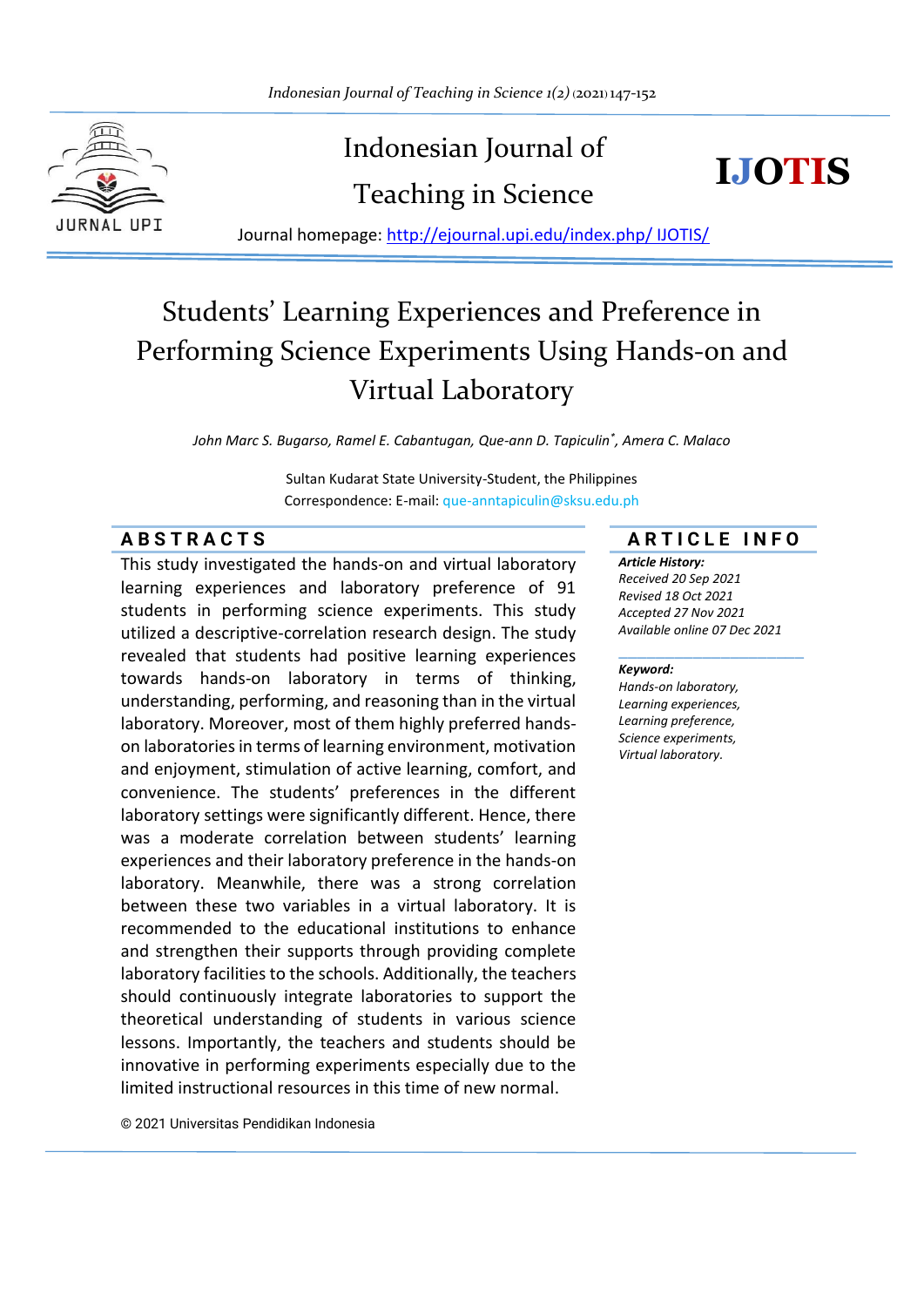Indonesian Journal of Teaching in Science

**IJOTIS**

Journal homepage: http://ejournal.upi.edu/index.php/ IJOTIS/

# Students' Learning Experiences and Preference in Performing Science Experiments Using Hands-on and Virtual Laboratory

*John Marc S. Bugarso, Ramel E. Cabantugan, Que-ann D. Tapiculin\*, Amera C. Malaco*

Sultan Kudarat State University-Student, the Philippines

Correspondence: E-mail: que-anntapiculin@sksu.edu.ph

## ABSTRACTS

This study investigated the hands-on and virtual laboratory learning experiences and laboratory preference of 91 students in performing science experiments. This study utilized a descriptive-correlation research design. The study revealed that students had positive learning experiences towards hands-on laboratory in terms of thinking, understanding, performing, and reasoning than in the virtual laboratory. Moreover, most of them highly preferred hands-on laboratories in terms of learning environment, motivation and enjoyment, stimulation of active learning, comfort, and convenience. The students' preferences in the different laboratory settings were significantly different. Hence, there was a moderate correlation between students' learning experiences and their laboratory preference in the hands-on laboratory. Meanwhile, there was a strong correlation between these two variables in a virtual laboratory. It is recommended to the educational institutions to enhance and strengthen their supports through providing complete laboratory facilities to the schools. Additionally, the teachers should continuously integrate laboratories to support the theoretical understanding of students in various science lessons. Importantly, the teachers and students should be innovative in performing experiments especially due to the limited instructional resources in this time of new normal.

© 2021 Universitas Pendidikan Indonesia

## ARTICLE INFO

***Article History:***

*Received 20 Sep 2021*

*Revised 18 Oct 2021*

*Accepted 27 Nov 2021*

*Available online 07 Dec 2021*

***Keyword:***

*Hands-on laboratory,*

*Learning experiences,*

*Learning preference,*

*Science experiments,*

*Virtual laboratory.*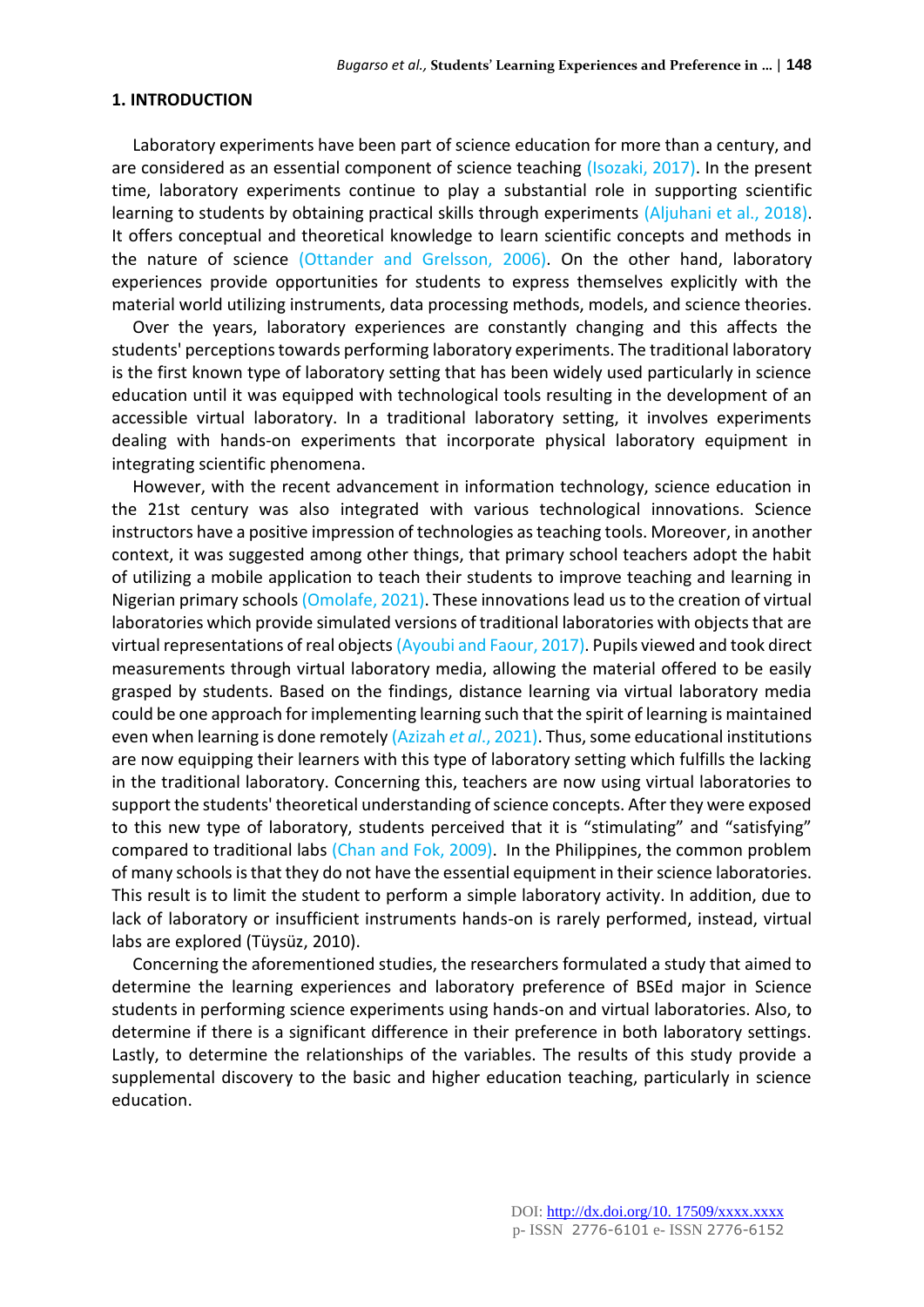## 1. INTRODUCTION

Laboratory experiments have been part of science education for more than a century, and are considered as an essential component of science teaching (Isozaki, 2017). In the present time, laboratory experiments continue to play a substantial role in supporting scientific learning to students by obtaining practical skills through experiments (Aljuhani et al., 2018). It offers conceptual and theoretical knowledge to learn scientific concepts and methods in the nature of science (Ottander and Grelsson, 2006). On the other hand, laboratory experiences provide opportunities for students to express themselves explicitly with the material world utilizing instruments, data processing methods, models, and science theories.

Over the years, laboratory experiences are constantly changing and this affects the students' perceptions towards performing laboratory experiments. The traditional laboratory is the first known type of laboratory setting that has been widely used particularly in science education until it was equipped with technological tools resulting in the development of an accessible virtual laboratory. In a traditional laboratory setting, it involves experiments dealing with hands-on experiments that incorporate physical laboratory equipment in integrating scientific phenomena.

However, with the recent advancement in information technology, science education in the 21st century was also integrated with various technological innovations. Science instructors have a positive impression of technologies as teaching tools. Moreover, in another context, it was suggested among other things, that primary school teachers adopt the habit of utilizing a mobile application to teach their students to improve teaching and learning in Nigerian primary schools (Omolafe, 2021). These innovations lead us to the creation of virtual laboratories which provide simulated versions of traditional laboratories with objects that are virtual representations of real objects (Ayoubi and Faour, 2017). Pupils viewed and took direct measurements through virtual laboratory media, allowing the material offered to be easily grasped by students. Based on the findings, distance learning via virtual laboratory media could be one approach for implementing learning such that the spirit of learning is maintained even when learning is done remotely (Azizah *et al.*, 2021). Thus, some educational institutions are now equipping their learners with this type of laboratory setting which fulfills the lacking in the traditional laboratory. Concerning this, teachers are now using virtual laboratories to support the students' theoretical understanding of science concepts. After they were exposed to this new type of laboratory, students perceived that it is "stimulating" and "satisfying" compared to traditional labs (Chan and Fok, 2009). In the Philippines, the common problem of many schools is that they do not have the essential equipment in their science laboratories. This result is to limit the student to perform a simple laboratory activity. In addition, due to lack of laboratory or insufficient instruments hands-on is rarely performed, instead, virtual labs are explored (Tüysüz, 2010).

Concerning the aforementioned studies, the researchers formulated a study that aimed to determine the learning experiences and laboratory preference of BSEd major in Science students in performing science experiments using hands-on and virtual laboratories. Also, to determine if there is a significant difference in their preference in both laboratory settings. Lastly, to determine the relationships of the variables. The results of this study provide a supplemental discovery to the basic and higher education teaching, particularly in science education.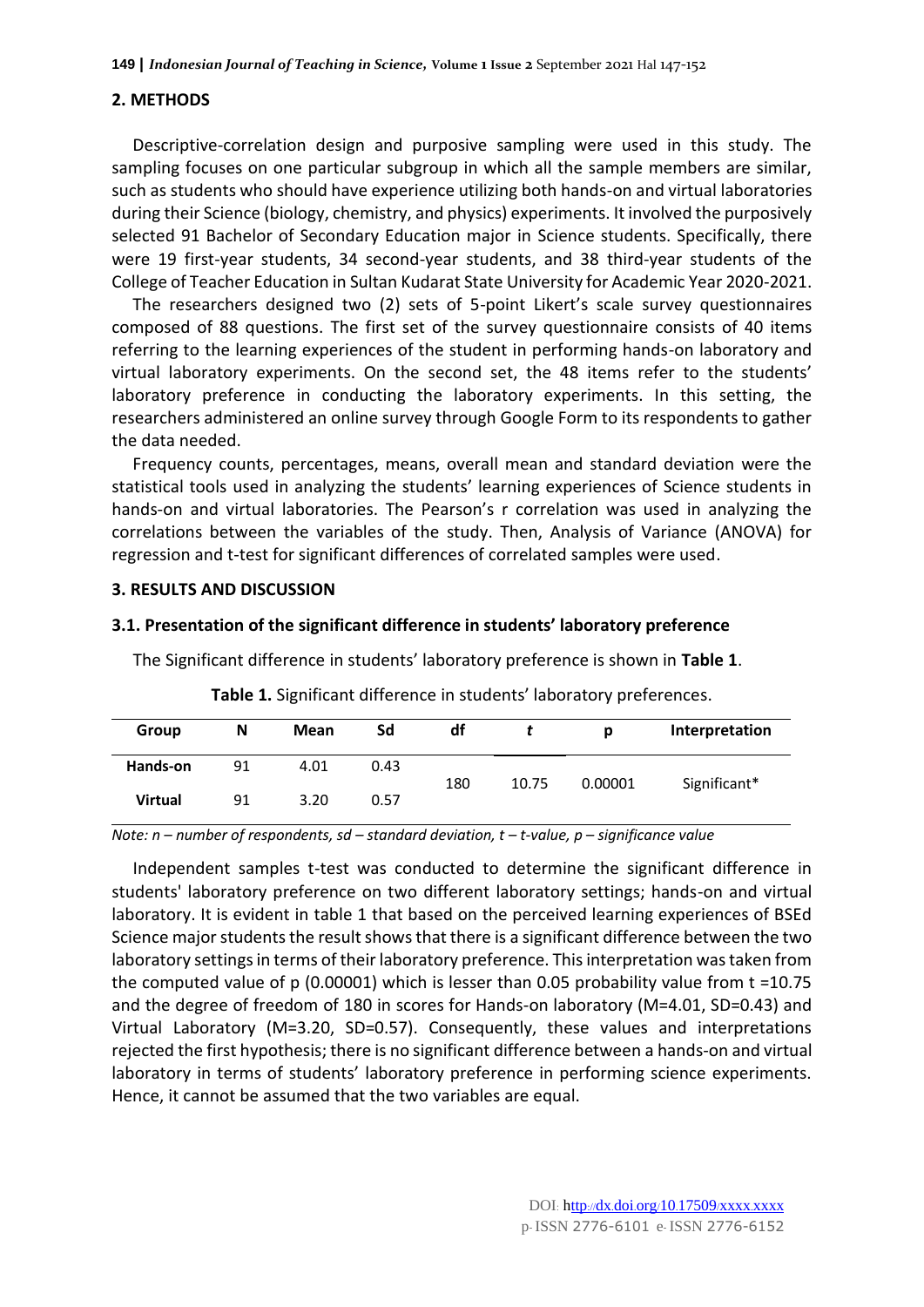## 2. METHODS

Descriptive-correlation design and purposive sampling were used in this study. The sampling focuses on one particular subgroup in which all the sample members are similar, such as students who should have experience utilizing both hands-on and virtual laboratories during their Science (biology, chemistry, and physics) experiments. It involved the purposively selected 91 Bachelor of Secondary Education major in Science students. Specifically, there were 19 first-year students, 34 second-year students, and 38 third-year students of the College of Teacher Education in Sultan Kudarat State University for Academic Year 2020-2021.

The researchers designed two (2) sets of 5-point Likert's scale survey questionnaires composed of 88 questions. The first set of the survey questionnaire consists of 40 items referring to the learning experiences of the student in performing hands-on laboratory and virtual laboratory experiments. On the second set, the 48 items refer to the students' laboratory preference in conducting the laboratory experiments. In this setting, the researchers administered an online survey through Google Form to its respondents to gather the data needed.

Frequency counts, percentages, means, overall mean and standard deviation were the statistical tools used in analyzing the students' learning experiences of Science students in hands-on and virtual laboratories. The Pearson's r correlation was used in analyzing the correlations between the variables of the study. Then, Analysis of Variance (ANOVA) for regression and t-test for significant differences of correlated samples were used.

## 3. RESULTS AND DISCUSSION

### 3.1. Presentation of the significant difference in students' laboratory preference

The Significant difference in students' laboratory preference is shown in **Table 1**.

**Table 1.** Significant difference in students' laboratory preferences.

| Group | N | Mean | Sd | df | *t* | p | Interpretation |
|---|---|---|---|---|---|---|---|
| **Hands-on** | 91 | 4.01 | 0.43 | 180 | 10.75 | 0.00001 | Significant* |
| **Virtual** | 91 | 3.20 | 0.57 | | | | |

*Note: n – number of respondents, sd – standard deviation, t – t-value, p – significance value*

Independent samples t-test was conducted to determine the significant difference in students' laboratory preference on two different laboratory settings; hands-on and virtual laboratory. It is evident in table 1 that based on the perceived learning experiences of BSEd Science major students the result shows that there is a significant difference between the two laboratory settings in terms of their laboratory preference. This interpretation was taken from the computed value of p (0.00001) which is lesser than 0.05 probability value from t =10.75 and the degree of freedom of 180 in scores for Hands-on laboratory (M=4.01, SD=0.43) and Virtual Laboratory (M=3.20, SD=0.57). Consequently, these values and interpretations rejected the first hypothesis; there is no significant difference between a hands-on and virtual laboratory in terms of students' laboratory preference in performing science experiments. Hence, it cannot be assumed that the two variables are equal.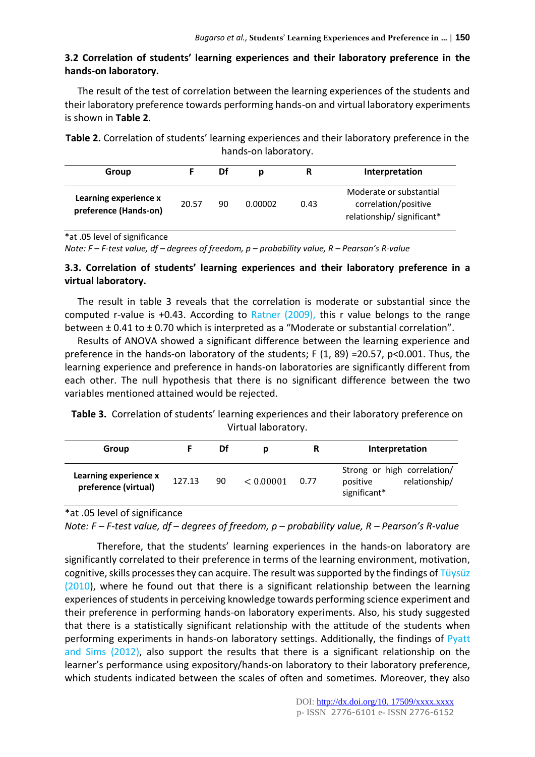### 3.2 Correlation of students' learning experiences and their laboratory preference in the hands-on laboratory.

The result of the test of correlation between the learning experiences of the students and their laboratory preference towards performing hands-on and virtual laboratory experiments is shown in **Table 2**.

**Table 2.** Correlation of students' learning experiences and their laboratory preference in the hands-on laboratory.

| Group | F | Df | p | R | Interpretation |
|---|---|---|---|---|---|
| **Learning experience x preference (Hands-on)** | 20.57 | 90 | 0.00002 | 0.43 | Moderate or substantial correlation/positive relationship/ significant* |

*at .05 level of significance

*Note: F – F-test value, df – degrees of freedom, p – probability value, R – Pearson's R-value*

### 3.3. Correlation of students' learning experiences and their laboratory preference in a virtual laboratory.

The result in table 3 reveals that the correlation is moderate or substantial since the computed r-value is +0.43. According to Ratner (2009), this r value belongs to the range between ± 0.41 to ± 0.70 which is interpreted as a "Moderate or substantial correlation".

Results of ANOVA showed a significant difference between the learning experience and preference in the hands-on laboratory of the students; $F(1, 89) = 20.57$, $p<0.001$. Thus, the learning experience and preference in hands-on laboratories are significantly different from each other. The null hypothesis that there is no significant difference between the two variables mentioned attained would be rejected.

**Table 3.** Correlation of students' learning experiences and their laboratory preference on Virtual laboratory.

| Group | F | Df | p | R | Interpretation |
|---|---|---|---|---|---|
| **Learning experience x preference (virtual)** | 127.13 | 90 | $< 0.00001$ | 0.77 | Strong or high correlation/ positive relationship/ significant* |

*at .05 level of significance

*Note: F – F-test value, df – degrees of freedom, p – probability value, R – Pearson's R-value*

Therefore, that the students' learning experiences in the hands-on laboratory are significantly correlated to their preference in terms of the learning environment, motivation, cognitive, skills processes they can acquire. The result was supported by the findings of Tüysüz (2010), where he found out that there is a significant relationship between the learning experiences of students in perceiving knowledge towards performing science experiment and their preference in performing hands-on laboratory experiments. Also, his study suggested that there is a statistically significant relationship with the attitude of the students when performing experiments in hands-on laboratory settings. Additionally, the findings of Pyatt and Sims (2012), also support the results that there is a significant relationship on the learner's performance using expository/hands-on laboratory to their laboratory preference, which students indicated between the scales of often and sometimes. Moreover, they also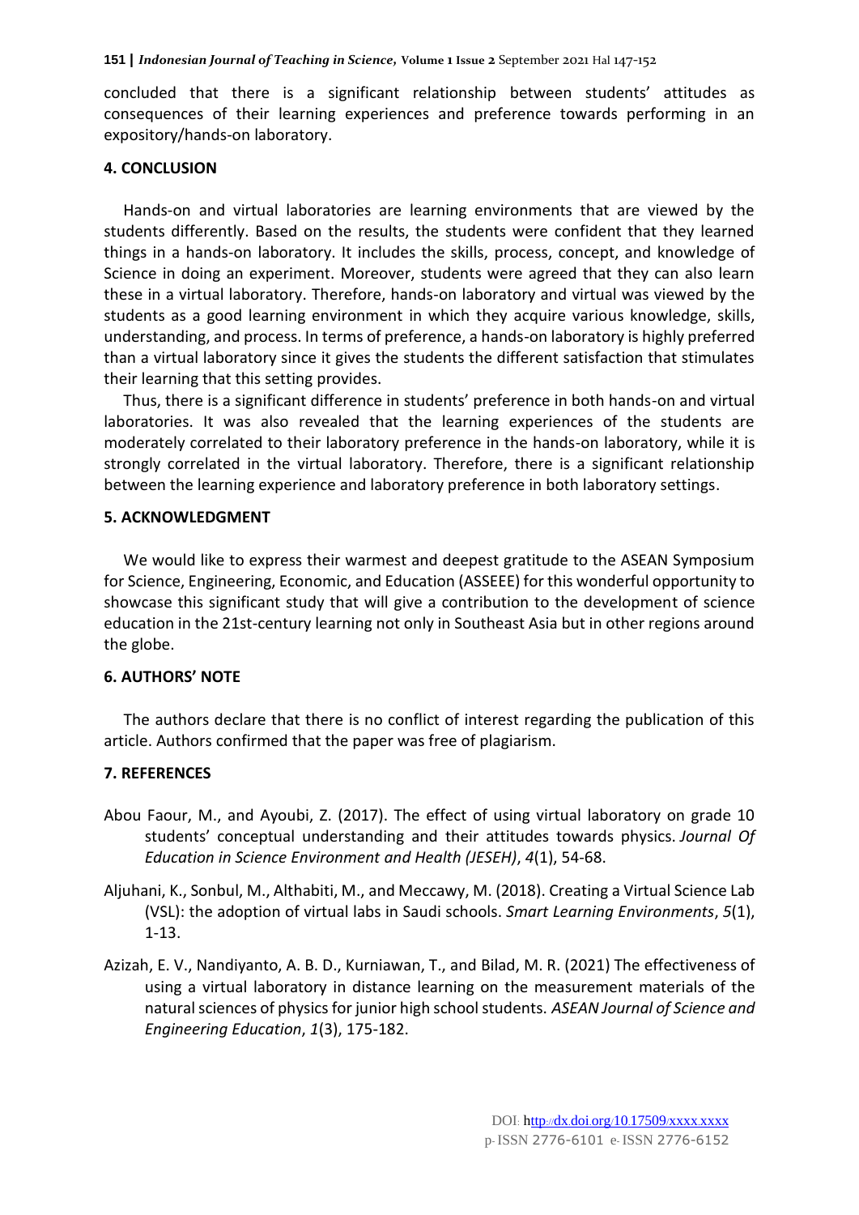concluded that there is a significant relationship between students' attitudes as consequences of their learning experiences and preference towards performing in an expository/hands-on laboratory.

## 4. CONCLUSION

Hands-on and virtual laboratories are learning environments that are viewed by the students differently. Based on the results, the students were confident that they learned things in a hands-on laboratory. It includes the skills, process, concept, and knowledge of Science in doing an experiment. Moreover, students were agreed that they can also learn these in a virtual laboratory. Therefore, hands-on laboratory and virtual was viewed by the students as a good learning environment in which they acquire various knowledge, skills, understanding, and process. In terms of preference, a hands-on laboratory is highly preferred than a virtual laboratory since it gives the students the different satisfaction that stimulates their learning that this setting provides.

Thus, there is a significant difference in students' preference in both hands-on and virtual laboratories. It was also revealed that the learning experiences of the students are moderately correlated to their laboratory preference in the hands-on laboratory, while it is strongly correlated in the virtual laboratory. Therefore, there is a significant relationship between the learning experience and laboratory preference in both laboratory settings.

## 5. ACKNOWLEDGMENT

We would like to express their warmest and deepest gratitude to the ASEAN Symposium for Science, Engineering, Economic, and Education (ASSEEE) for this wonderful opportunity to showcase this significant study that will give a contribution to the development of science education in the 21st-century learning not only in Southeast Asia but in other regions around the globe.

## 6. AUTHORS' NOTE

The authors declare that there is no conflict of interest regarding the publication of this article. Authors confirmed that the paper was free of plagiarism.

## 7. REFERENCES

Abou Faour, M., and Ayoubi, Z. (2017). The effect of using virtual laboratory on grade 10 students' conceptual understanding and their attitudes towards physics. *Journal Of Education in Science Environment and Health (JESEH)*, *4*(1), 54-68.

Aljuhani, K., Sonbul, M., Althabiti, M., and Meccawy, M. (2018). Creating a Virtual Science Lab (VSL): the adoption of virtual labs in Saudi schools. *Smart Learning Environments*, *5*(1), 1-13.

Azizah, E. V., Nandiyanto, A. B. D., Kurniawan, T., and Bilad, M. R. (2021) The effectiveness of using a virtual laboratory in distance learning on the measurement materials of the natural sciences of physics for junior high school students. *ASEAN Journal of Science and Engineering Education*, *1*(3), 175-182.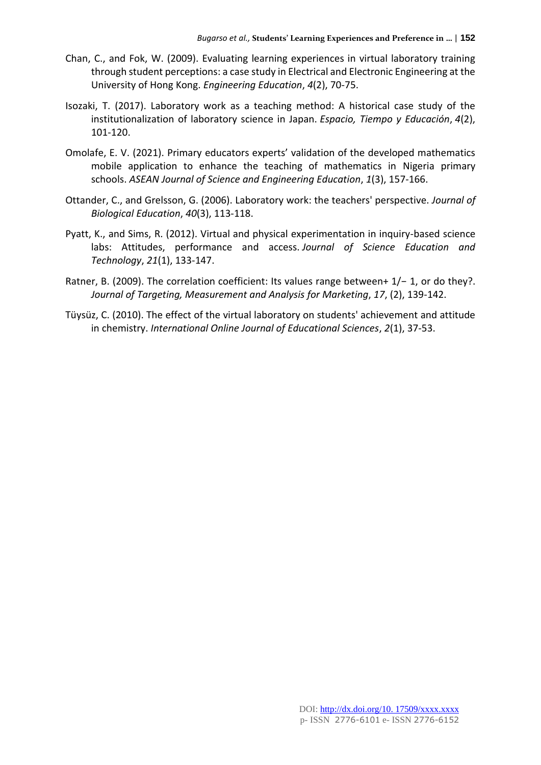Chan, C., and Fok, W. (2009). Evaluating learning experiences in virtual laboratory training through student perceptions: a case study in Electrical and Electronic Engineering at the University of Hong Kong. *Engineering Education*, *4*(2), 70-75.

Isozaki, T. (2017). Laboratory work as a teaching method: A historical case study of the institutionalization of laboratory science in Japan. *Espacio, Tiempo y Educación*, *4*(2), 101-120.

Omolafe, E. V. (2021). Primary educators experts' validation of the developed mathematics mobile application to enhance the teaching of mathematics in Nigeria primary schools. *ASEAN Journal of Science and Engineering Education*, *1*(3), 157-166.

Ottander, C., and Grelsson, G. (2006). Laboratory work: the teachers' perspective. *Journal of Biological Education*, *40*(3), 113-118.

Pyatt, K., and Sims, R. (2012). Virtual and physical experimentation in inquiry-based science labs: Attitudes, performance and access. *Journal of Science Education and Technology*, *21*(1), 133-147.

Ratner, B. (2009). The correlation coefficient: Its values range between+ 1/− 1, or do they?. *Journal of Targeting, Measurement and Analysis for Marketing*, *17*, (2), 139-142.

Tüysüz, C. (2010). The effect of the virtual laboratory on students' achievement and attitude in chemistry. *International Online Journal of Educational Sciences*, *2*(1), 37-53.